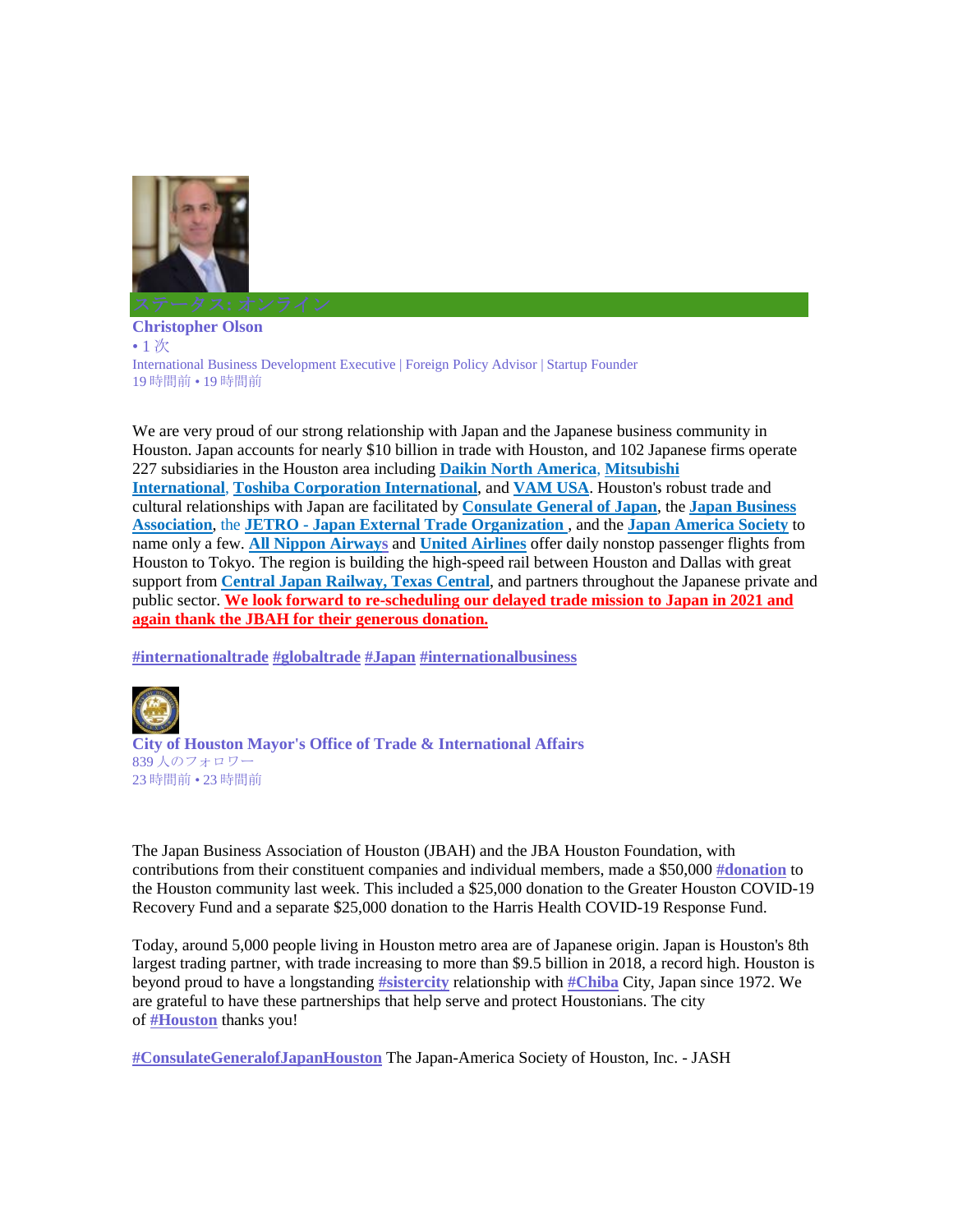ステータス: オンライン

**Christopher Olson**

• 1 次

International Business Development Executive | Foreign Policy Advisor | Startup Founder

19 時間前 • 19 時間前

We are very proud of our strong relationship with Japan and the Japanese business community in Houston. Japan accounts for nearly $10 billion in trade with Houston, and 102 Japanese firms operate 227 subsidiaries in the Houston area including **Daikin North America**, **Mitsubishi International**, **Toshiba Corporation International**, and **VAM USA**. Houston's robust trade and cultural relationships with Japan are facilitated by **Consulate General of Japan**, the **Japan Business Association**, the **JETRO - Japan External Trade Organization**, and the **Japan America Society** to name only a few. **All Nippon Airways** and **United Airlines** offer daily nonstop passenger flights from Houston to Tokyo. The region is building the high-speed rail between Houston and Dallas with great support from **Central Japan Railway, Texas Central**, and partners throughout the Japanese private and public sector. **We look forward to re-scheduling our delayed trade mission to Japan in 2021 and again thank the JBAH for their generous donation.**

**#internationaltrade #globaltrade #Japan #internationalbusiness**

**City of Houston Mayor's Office of Trade & International Affairs**

839 人のフォロワー

23 時間前 • 23 時間前

The Japan Business Association of Houston (JBAH) and the JBA Houston Foundation, with contributions from their constituent companies and individual members, made a $50,000 **#donation** to the Houston community last week. This included a $25,000 donation to the Greater Houston COVID-19 Recovery Fund and a separate $25,000 donation to the Harris Health COVID-19 Response Fund.

Today, around 5,000 people living in Houston metro area are of Japanese origin. Japan is Houston's 8th largest trading partner, with trade increasing to more than $9.5 billion in 2018, a record high. Houston is beyond proud to have a longstanding **#sistercity** relationship with **#Chiba** City, Japan since 1972. We are grateful to have these partnerships that help serve and protect Houstonians. The city of **#Houston** thanks you!

**#ConsulateGeneralofJapanHouston** The Japan-America Society of Houston, Inc. - JASH